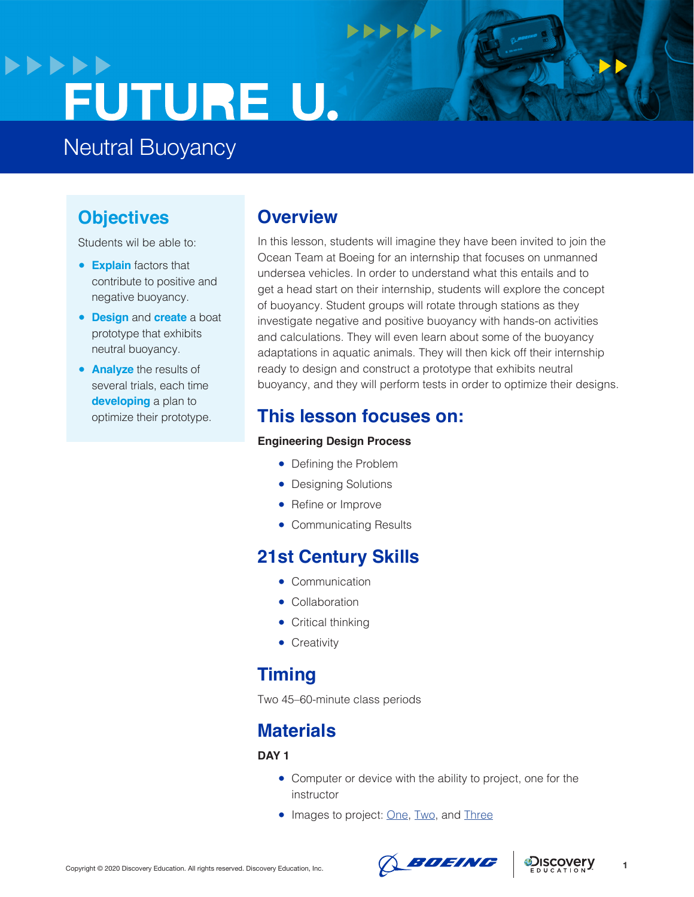# FUTURE U.

## Neutral Buoyancy

### Objectives

Students wil be able to:

- **Explain** factors that contribute to positive and negative buoyancy.
- **Design** and **create** a boat prototype that exhibits neutral buoyancy.
- **Analyze** the results of several trials, each time **developing** a plan to optimize their prototype.

### Overview

In this lesson, students will imagine they have been invited to join the Ocean Team at Boeing for an internship that focuses on unmanned undersea vehicles. In order to understand what this entails and to get a head start on their internship, students will explore the concept of buoyancy. Student groups will rotate through stations as they investigate negative and positive buoyancy with hands-on activities and calculations. They will even learn about some of the buoyancy adaptations in aquatic animals. They will then kick off their internship ready to design and construct a prototype that exhibits neutral buoyancy, and they will perform tests in order to optimize their designs.

### This lesson focuses on:

**Engineering Design Process**

- Defining the Problem
- Designing Solutions
- Refine or Improve
- Communicating Results

### 21st Century Skills

- Communication
- Collaboration
- Critical thinking
- Creativity

### Timing

Two 45–60-minute class periods

### Materials

**DAY 1**

- Computer or device with the ability to project, one for the instructor
- Images to project: One, Two, and Three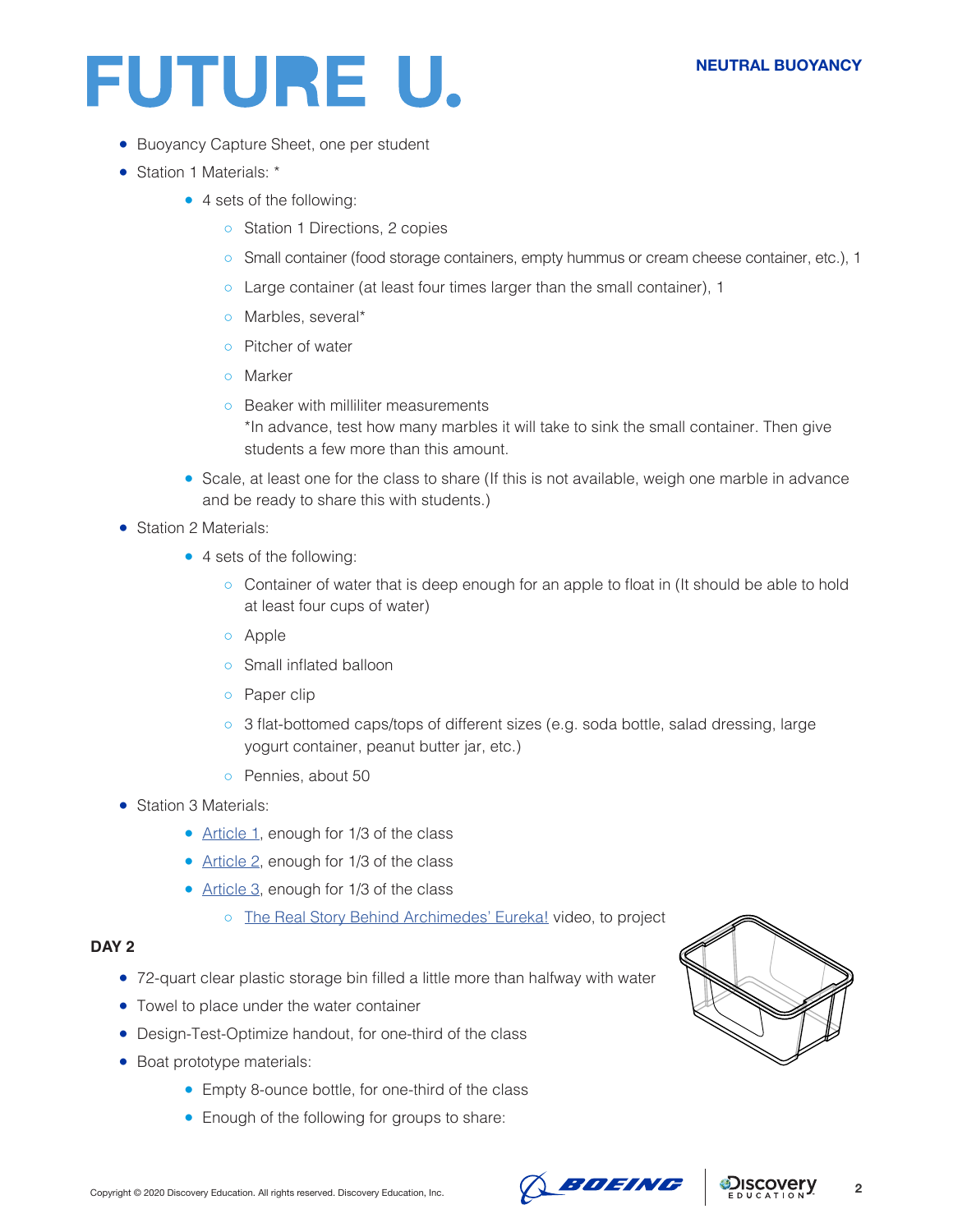- Buoyancy Capture Sheet, one per student
- Station 1 Materials: *
    - 4 sets of the following:
        - Station 1 Directions, 2 copies
        - Small container (food storage containers, empty hummus or cream cheese container, etc.), 1
        - Large container (at least four times larger than the small container), 1
        - Marbles, several*
        - Pitcher of water
        - Marker
        - Beaker with milliliter measurements
          *In advance, test how many marbles it will take to sink the small container. Then give students a few more than this amount.
    - Scale, at least one for the class to share (If this is not available, weigh one marble in advance and be ready to share this with students.)
- Station 2 Materials:
    - 4 sets of the following:
        - Container of water that is deep enough for an apple to float in (It should be able to hold at least four cups of water)
        - Apple
        - Small inflated balloon
        - Paper clip
        - 3 flat-bottomed caps/tops of different sizes (e.g. soda bottle, salad dressing, large yogurt container, peanut butter jar, etc.)
        - Pennies, about 50
- Station 3 Materials:
    - Article 1, enough for 1/3 of the class
    - Article 2, enough for 1/3 of the class
    - Article 3, enough for 1/3 of the class
        - The Real Story Behind Archimedes' Eureka! video, to project

**DAY 2**

- 72-quart clear plastic storage bin filled a little more than halfway with water
- Towel to place under the water container
- Design-Test-Optimize handout, for one-third of the class
- Boat prototype materials:
    - Empty 8-ounce bottle, for one-third of the class
    - Enough of the following for groups to share: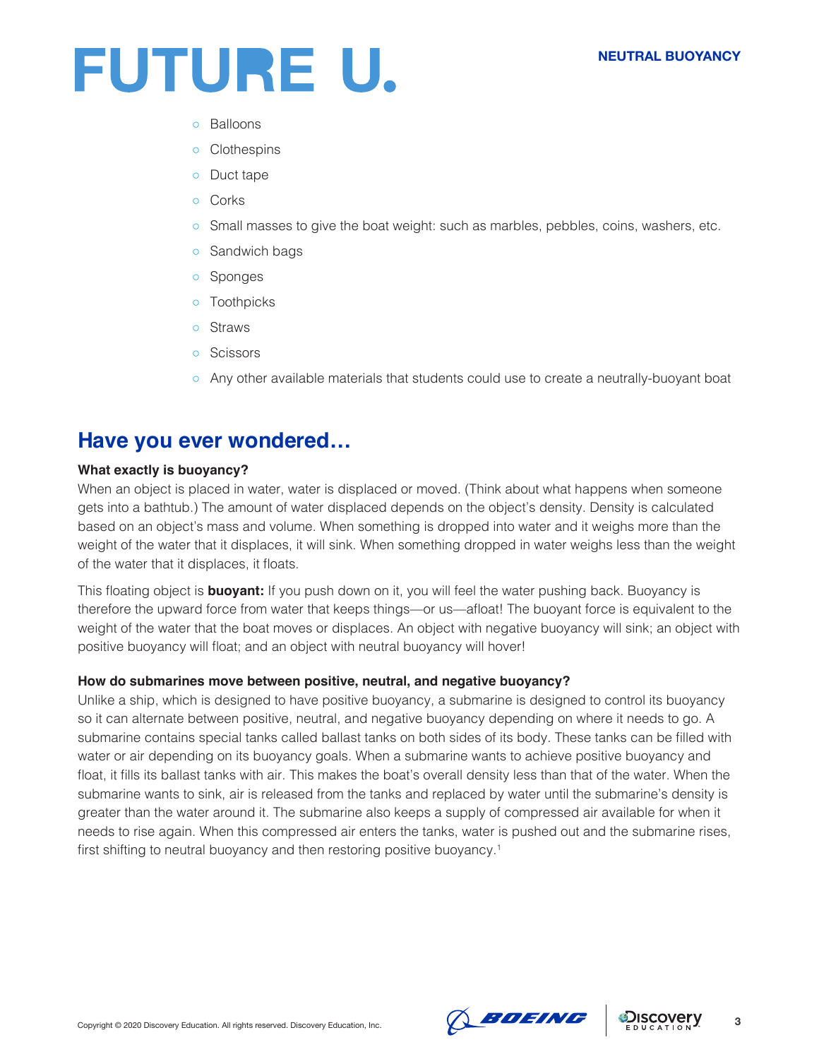- Balloons
- Clothespins
- Duct tape
- Corks
- Small masses to give the boat weight: such as marbles, pebbles, coins, washers, etc.
- Sandwich bags
- Sponges
- Toothpicks
- Straws
- Scissors
- Any other available materials that students could use to create a neutrally-buoyant boat

## Have you ever wondered…

**What exactly is buoyancy?**

When an object is placed in water, water is displaced or moved. (Think about what happens when someone gets into a bathtub.) The amount of water displaced depends on the object's density. Density is calculated based on an object's mass and volume. When something is dropped into water and it weighs more than the weight of the water that it displaces, it will sink. When something dropped in water weighs less than the weight of the water that it displaces, it floats.

This floating object is **buoyant:** If you push down on it, you will feel the water pushing back. Buoyancy is therefore the upward force from water that keeps things—or us—afloat! The buoyant force is equivalent to the weight of the water that the boat moves or displaces. An object with negative buoyancy will sink; an object with positive buoyancy will float; and an object with neutral buoyancy will hover!

**How do submarines move between positive, neutral, and negative buoyancy?**

Unlike a ship, which is designed to have positive buoyancy, a submarine is designed to control its buoyancy so it can alternate between positive, neutral, and negative buoyancy depending on where it needs to go. A submarine contains special tanks called ballast tanks on both sides of its body. These tanks can be filled with water or air depending on its buoyancy goals. When a submarine wants to achieve positive buoyancy and float, it fills its ballast tanks with air. This makes the boat's overall density less than that of the water. When the submarine wants to sink, air is released from the tanks and replaced by water until the submarine's density is greater than the water around it. The submarine also keeps a supply of compressed air available for when it needs to rise again. When this compressed air enters the tanks, water is pushed out and the submarine rises, first shifting to neutral buoyancy and then restoring positive buoyancy.[1]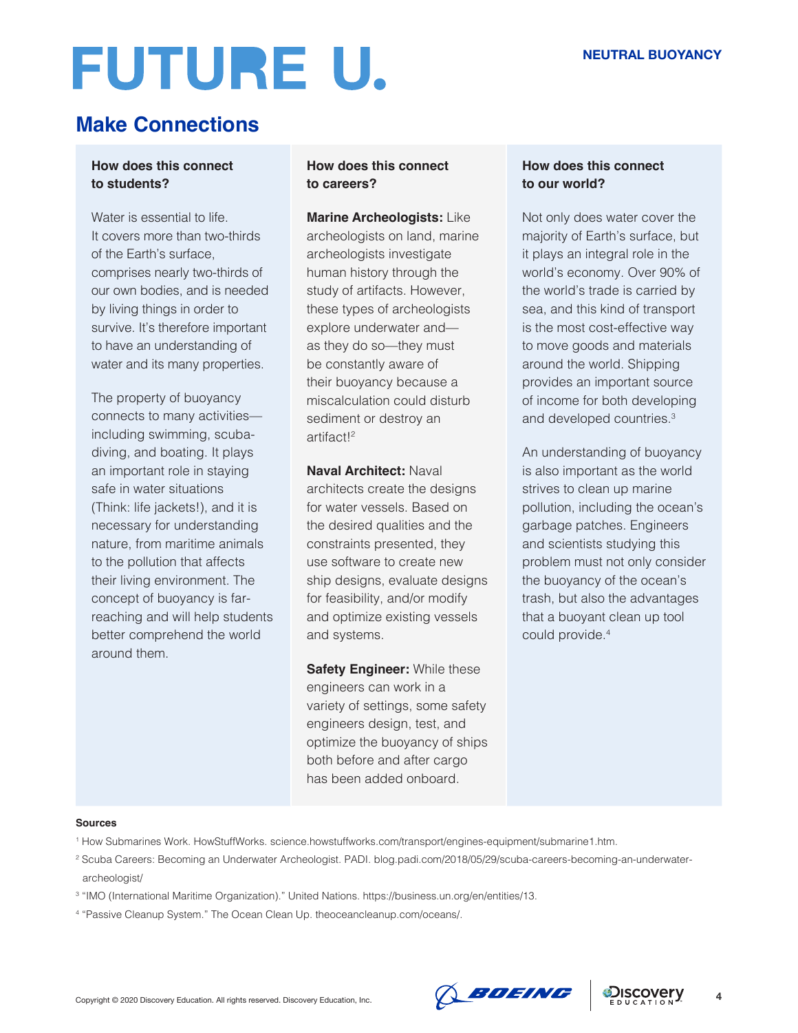# FUTURE U.

## Make Connections

### How does this connect to students?

Water is essential to life. It covers more than two-thirds of the Earth's surface, comprises nearly two-thirds of our own bodies, and is needed by living things in order to survive. It's therefore important to have an understanding of water and its many properties.

The property of buoyancy connects to many activities—including swimming, scuba-diving, and boating. It plays an important role in staying safe in water situations (Think: life jackets!), and it is necessary for understanding nature, from maritime animals to the pollution that affects their living environment. The concept of buoyancy is far-reaching and will help students better comprehend the world around them.

### How does this connect to careers?

**Marine Archeologists:** Like archeologists on land, marine archeologists investigate human history through the study of artifacts. However, these types of archeologists explore underwater and—as they do so—they must be constantly aware of their buoyancy because a miscalculation could disturb sediment or destroy an artifact![2]

**Naval Architect:** Naval architects create the designs for water vessels. Based on the desired qualities and the constraints presented, they use software to create new ship designs, evaluate designs for feasibility, and/or modify and optimize existing vessels and systems.

**Safety Engineer:** While these engineers can work in a variety of settings, some safety engineers design, test, and optimize the buoyancy of ships both before and after cargo has been added onboard.

### How does this connect to our world?

Not only does water cover the majority of Earth's surface, but it plays an integral role in the world's economy. Over 90% of the world's trade is carried by sea, and this kind of transport is the most cost-effective way to move goods and materials around the world. Shipping provides an important source of income for both developing and developed countries.[3]

An understanding of buoyancy is also important as the world strives to clean up marine pollution, including the ocean's garbage patches. Engineers and scientists studying this problem must not only consider the buoyancy of the ocean's trash, but also the advantages that a buoyant clean up tool could provide.[4]

**Sources**

[1] How Submarines Work. HowStuffWorks. science.howstuffworks.com/transport/engines-equipment/submarine1.htm.

[2] Scuba Careers: Becoming an Underwater Archeologist. PADI. blog.padi.com/2018/05/29/scuba-careers-becoming-an-underwater-archeologist/

[3] "IMO (International Maritime Organization)." United Nations. https://business.un.org/en/entities/13.

[4] "Passive Cleanup System." The Ocean Clean Up. theoceancleanup.com/oceans/.

Copyright © 2020 Discovery Education. All rights reserved. Discovery Education, Inc.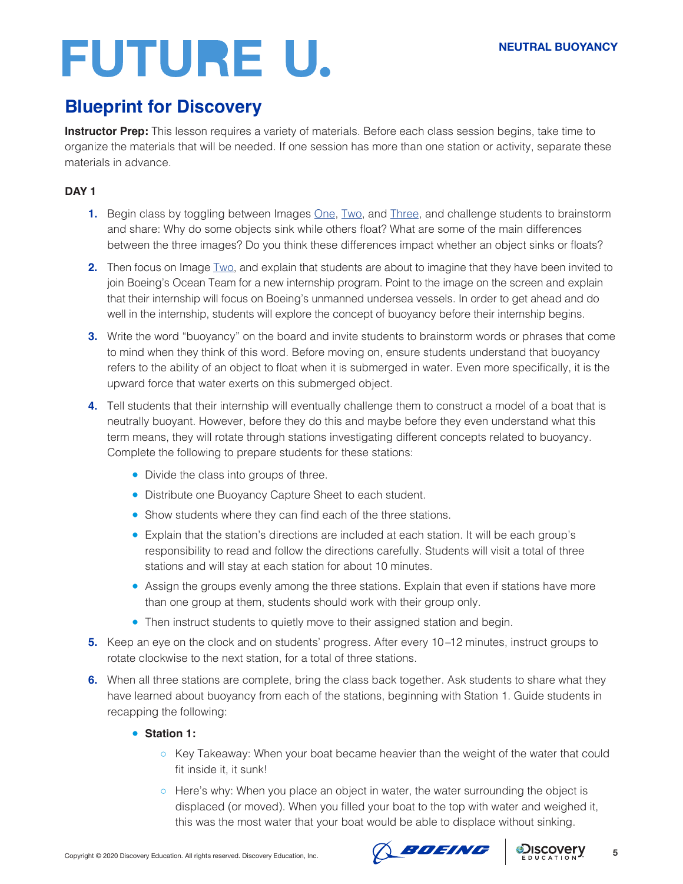## Blueprint for Discovery

**Instructor Prep:** This lesson requires a variety of materials. Before each class session begins, take time to organize the materials that will be needed. If one session has more than one station or activity, separate these materials in advance.

**DAY 1**

1. Begin class by toggling between Images One, Two, and Three, and challenge students to brainstorm and share: Why do some objects sink while others float? What are some of the main differences between the three images? Do you think these differences impact whether an object sinks or floats?
2. Then focus on Image Two, and explain that students are about to imagine that they have been invited to join Boeing's Ocean Team for a new internship program. Point to the image on the screen and explain that their internship will focus on Boeing's unmanned undersea vessels. In order to get ahead and do well in the internship, students will explore the concept of buoyancy before their internship begins.
3. Write the word "buoyancy" on the board and invite students to brainstorm words or phrases that come to mind when they think of this word. Before moving on, ensure students understand that buoyancy refers to the ability of an object to float when it is submerged in water. Even more specifically, it is the upward force that water exerts on this submerged object.
4. Tell students that their internship will eventually challenge them to construct a model of a boat that is neutrally buoyant. However, before they do this and maybe before they even understand what this term means, they will rotate through stations investigating different concepts related to buoyancy. Complete the following to prepare students for these stations:
   - Divide the class into groups of three.
   - Distribute one Buoyancy Capture Sheet to each student.
   - Show students where they can find each of the three stations.
   - Explain that the station's directions are included at each station. It will be each group's responsibility to read and follow the directions carefully. Students will visit a total of three stations and will stay at each station for about 10 minutes.
   - Assign the groups evenly among the three stations. Explain that even if stations have more than one group at them, students should work with their group only.
   - Then instruct students to quietly move to their assigned station and begin.
5. Keep an eye on the clock and on students' progress. After every 10–12 minutes, instruct groups to rotate clockwise to the next station, for a total of three stations.
6. When all three stations are complete, bring the class back together. Ask students to share what they have learned about buoyancy from each of the stations, beginning with Station 1. Guide students in recapping the following:
   - **Station 1:**
     - Key Takeaway: When your boat became heavier than the weight of the water that could fit inside it, it sunk!
     - Here's why: When you place an object in water, the water surrounding the object is displaced (or moved). When you filled your boat to the top with water and weighed it, this was the most water that your boat would be able to displace without sinking.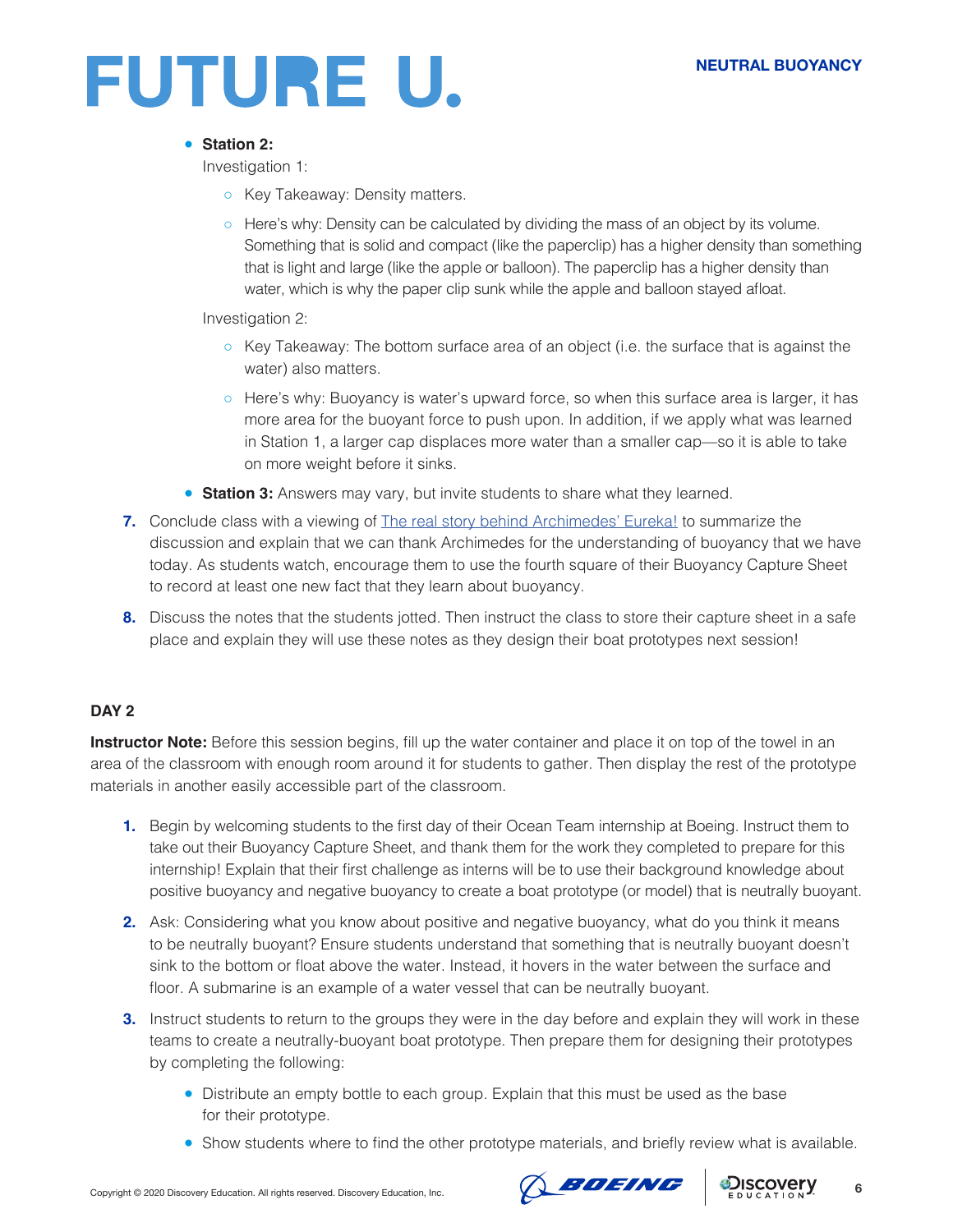- **Station 2:**

  Investigation 1:

  - Key Takeaway: Density matters.
  - Here's why: Density can be calculated by dividing the mass of an object by its volume. Something that is solid and compact (like the paperclip) has a higher density than something that is light and large (like the apple or balloon). The paperclip has a higher density than water, which is why the paper clip sunk while the apple and balloon stayed afloat.

  Investigation 2:

  - Key Takeaway: The bottom surface area of an object (i.e. the surface that is against the water) also matters.
  - Here's why: Buoyancy is water's upward force, so when this surface area is larger, it has more area for the buoyant force to push upon. In addition, if we apply what was learned in Station 1, a larger cap displaces more water than a smaller cap—so it is able to take on more weight before it sinks.

- **Station 3:** Answers may vary, but invite students to share what they learned.

7. Conclude class with a viewing of The real story behind Archimedes' Eureka! to summarize the discussion and explain that we can thank Archimedes for the understanding of buoyancy that we have today. As students watch, encourage them to use the fourth square of their Buoyancy Capture Sheet to record at least one new fact that they learn about buoyancy.
8. Discuss the notes that the students jotted. Then instruct the class to store their capture sheet in a safe place and explain they will use these notes as they design their boat prototypes next session!

### DAY 2

**Instructor Note:** Before this session begins, fill up the water container and place it on top of the towel in an area of the classroom with enough room around it for students to gather. Then display the rest of the prototype materials in another easily accessible part of the classroom.

1. Begin by welcoming students to the first day of their Ocean Team internship at Boeing. Instruct them to take out their Buoyancy Capture Sheet, and thank them for the work they completed to prepare for this internship! Explain that their first challenge as interns will be to use their background knowledge about positive buoyancy and negative buoyancy to create a boat prototype (or model) that is neutrally buoyant.
2. Ask: Considering what you know about positive and negative buoyancy, what do you think it means to be neutrally buoyant? Ensure students understand that something that is neutrally buoyant doesn't sink to the bottom or float above the water. Instead, it hovers in the water between the surface and floor. A submarine is an example of a water vessel that can be neutrally buoyant.
3. Instruct students to return to the groups they were in the day before and explain they will work in these teams to create a neutrally-buoyant boat prototype. Then prepare them for designing their prototypes by completing the following:
   - Distribute an empty bottle to each group. Explain that this must be used as the base for their prototype.
   - Show students where to find the other prototype materials, and briefly review what is available.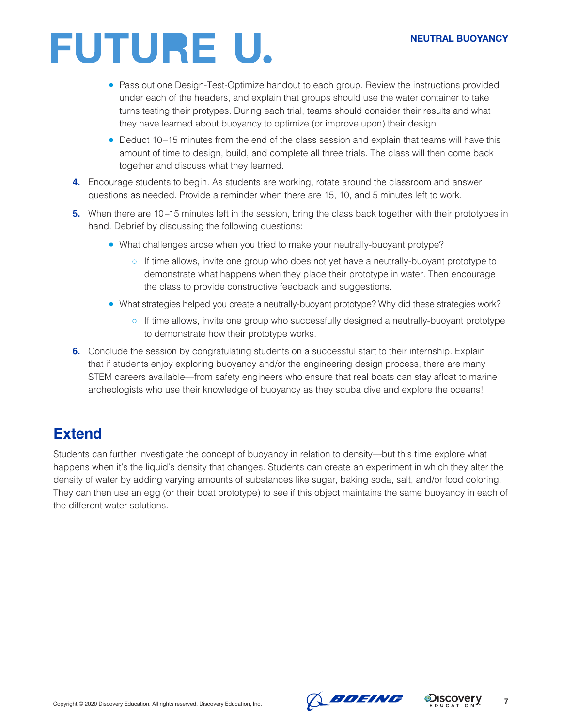- Pass out one Design-Test-Optimize handout to each group. Review the instructions provided under each of the headers, and explain that groups should use the water container to take turns testing their protypes. During each trial, teams should consider their results and what they have learned about buoyancy to optimize (or improve upon) their design.
- Deduct 10–15 minutes from the end of the class session and explain that teams will have this amount of time to design, build, and complete all three trials. The class will then come back together and discuss what they learned.

4. Encourage students to begin. As students are working, rotate around the classroom and answer questions as needed. Provide a reminder when there are 15, 10, and 5 minutes left to work.
5. When there are 10–15 minutes left in the session, bring the class back together with their prototypes in hand. Debrief by discussing the following questions:
    - What challenges arose when you tried to make your neutrally-buoyant protype?
        - If time allows, invite one group who does not yet have a neutrally-buoyant prototype to demonstrate what happens when they place their prototype in water. Then encourage the class to provide constructive feedback and suggestions.
    - What strategies helped you create a neutrally-buoyant prototype? Why did these strategies work?
        - If time allows, invite one group who successfully designed a neutrally-buoyant prototype to demonstrate how their prototype works.
6. Conclude the session by congratulating students on a successful start to their internship. Explain that if students enjoy exploring buoyancy and/or the engineering design process, there are many STEM careers available—from safety engineers who ensure that real boats can stay afloat to marine archeologists who use their knowledge of buoyancy as they scuba dive and explore the oceans!

## Extend

Students can further investigate the concept of buoyancy in relation to density—but this time explore what happens when it's the liquid's density that changes. Students can create an experiment in which they alter the density of water by adding varying amounts of substances like sugar, baking soda, salt, and/or food coloring. They can then use an egg (or their boat prototype) to see if this object maintains the same buoyancy in each of the different water solutions.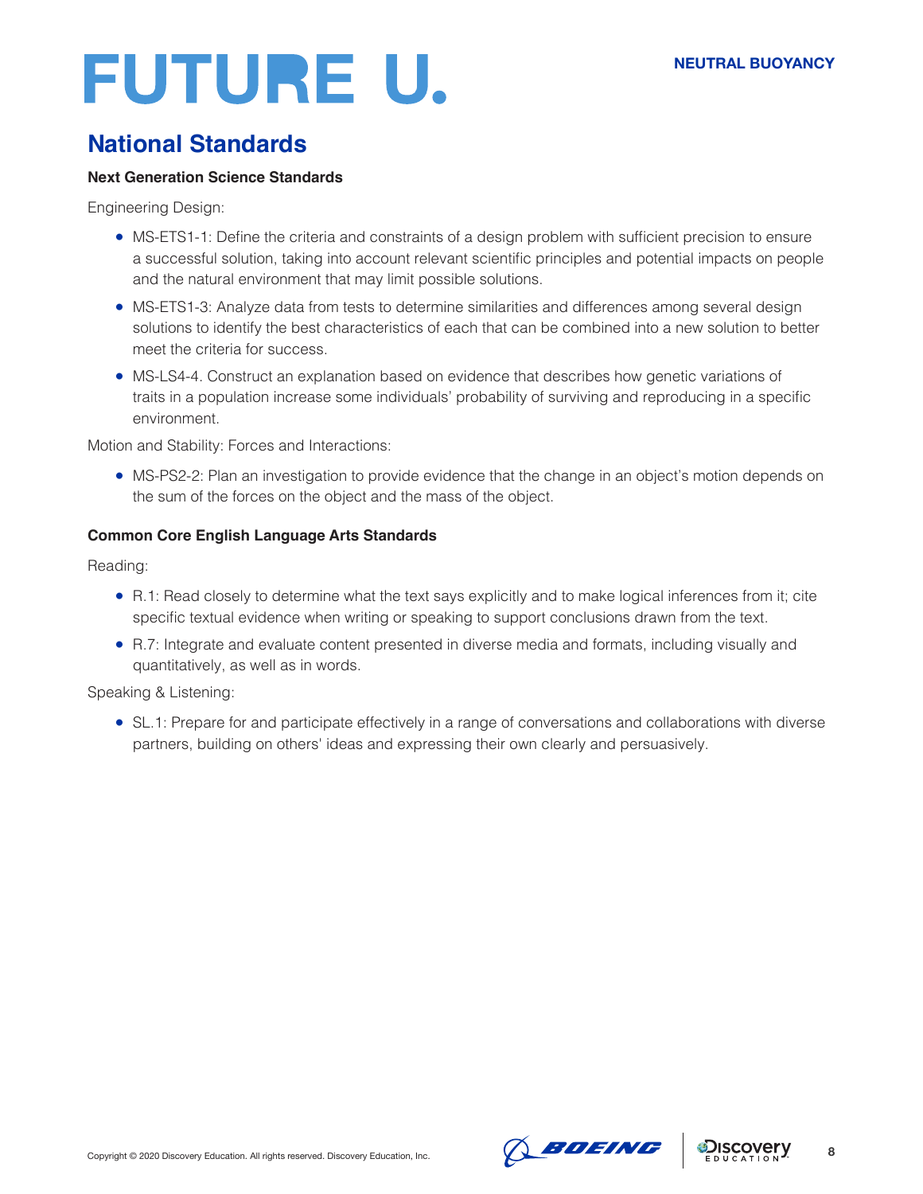## National Standards

**Next Generation Science Standards**

Engineering Design:

- MS-ETS1-1: Define the criteria and constraints of a design problem with sufficient precision to ensure a successful solution, taking into account relevant scientific principles and potential impacts on people and the natural environment that may limit possible solutions.
- MS-ETS1-3: Analyze data from tests to determine similarities and differences among several design solutions to identify the best characteristics of each that can be combined into a new solution to better meet the criteria for success.
- MS-LS4-4. Construct an explanation based on evidence that describes how genetic variations of traits in a population increase some individuals' probability of surviving and reproducing in a specific environment.

Motion and Stability: Forces and Interactions:

- MS-PS2-2: Plan an investigation to provide evidence that the change in an object's motion depends on the sum of the forces on the object and the mass of the object.

**Common Core English Language Arts Standards**

Reading:

- R.1: Read closely to determine what the text says explicitly and to make logical inferences from it; cite specific textual evidence when writing or speaking to support conclusions drawn from the text.
- R.7: Integrate and evaluate content presented in diverse media and formats, including visually and quantitatively, as well as in words.

Speaking & Listening:

- SL.1: Prepare for and participate effectively in a range of conversations and collaborations with diverse partners, building on others' ideas and expressing their own clearly and persuasively.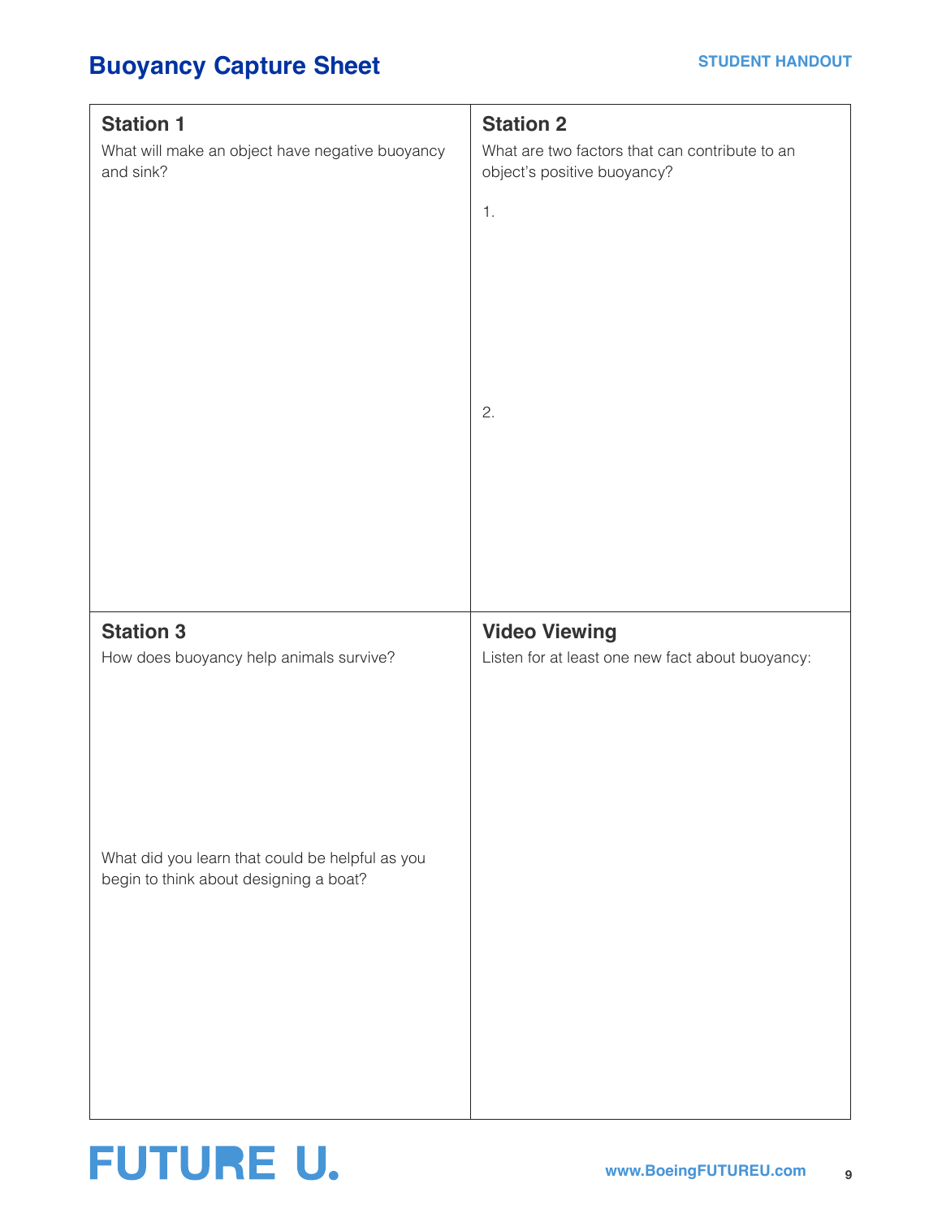# Buoyancy Capture Sheet

STUDENT HANDOUT

## Station 1

What will make an object have negative buoyancy and sink?

## Station 2

What are two factors that can contribute to an object's positive buoyancy?

1.

2.

## Station 3

How does buoyancy help animals survive?

What did you learn that could be helpful as you begin to think about designing a boat?

## Video Viewing

Listen for at least one new fact about buoyancy: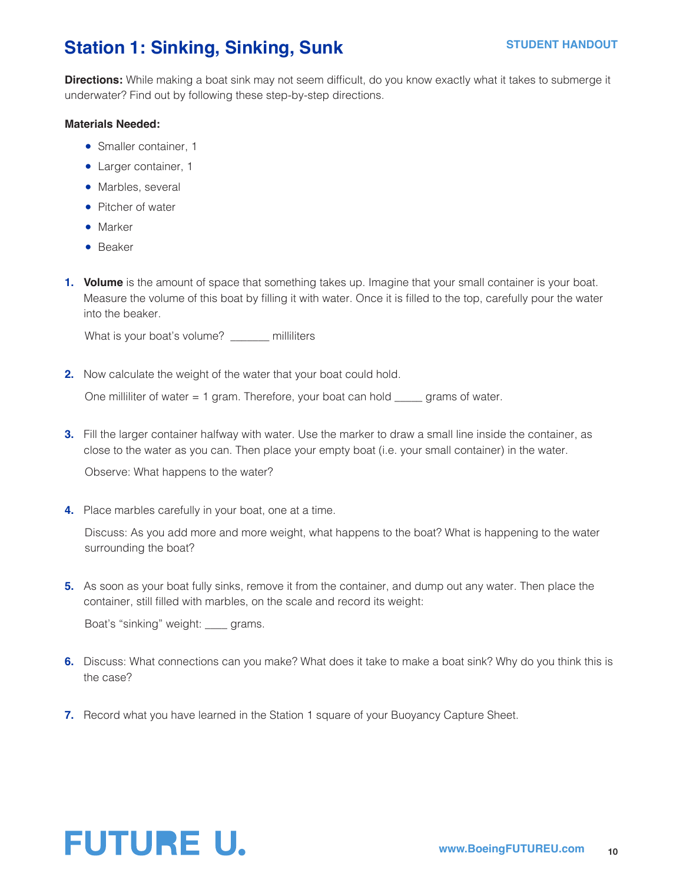# Station 1: Sinking, Sinking, Sunk

**STUDENT HANDOUT**

**Directions:** While making a boat sink may not seem difficult, do you know exactly what it takes to submerge it underwater? Find out by following these step-by-step directions.

**Materials Needed:**

- Smaller container, 1
- Larger container, 1
- Marbles, several
- Pitcher of water
- Marker
- Beaker

1. **Volume** is the amount of space that something takes up. Imagine that your small container is your boat. Measure the volume of this boat by filling it with water. Once it is filled to the top, carefully pour the water into the beaker.

   What is your boat's volume? _______ milliliters

2. Now calculate the weight of the water that your boat could hold.

   One milliliter of water = 1 gram. Therefore, your boat can hold _____ grams of water.

3. Fill the larger container halfway with water. Use the marker to draw a small line inside the container, as close to the water as you can. Then place your empty boat (i.e. your small container) in the water.

   Observe: What happens to the water?

4. Place marbles carefully in your boat, one at a time.

   Discuss: As you add more and more weight, what happens to the boat? What is happening to the water surrounding the boat?

5. As soon as your boat fully sinks, remove it from the container, and dump out any water. Then place the container, still filled with marbles, on the scale and record its weight:

   Boat's "sinking" weight: ____ grams.

6. Discuss: What connections can you make? What does it take to make a boat sink? Why do you think this is the case?

7. Record what you have learned in the Station 1 square of your Buoyancy Capture Sheet.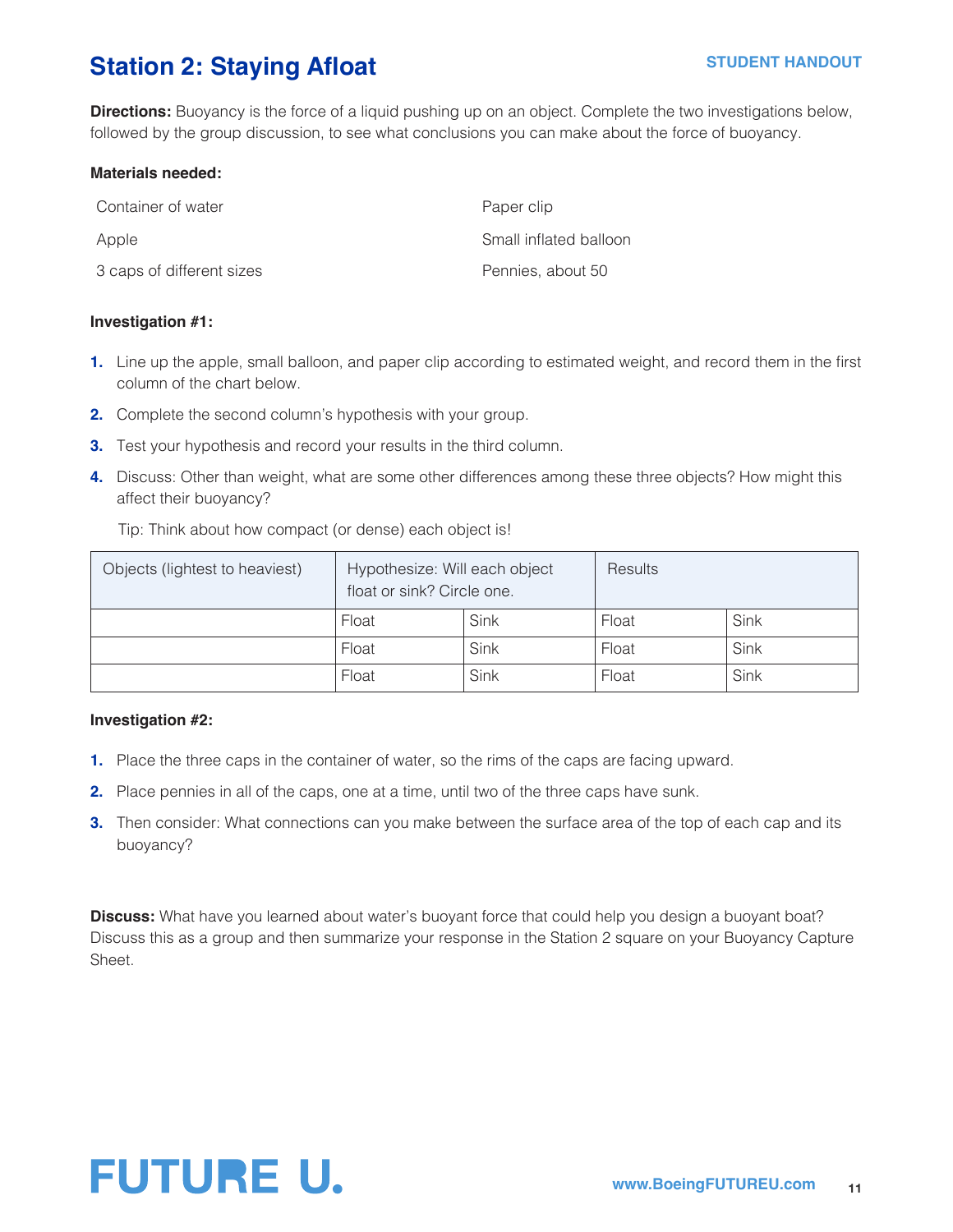# Station 2: Staying Afloat

**STUDENT HANDOUT**

**Directions:** Buoyancy is the force of a liquid pushing up on an object. Complete the two investigations below, followed by the group discussion, to see what conclusions you can make about the force of buoyancy.

**Materials needed:**

- Container of water
- Apple
- 3 caps of different sizes
- Paper clip
- Small inflated balloon
- Pennies, about 50

**Investigation #1:**

1. Line up the apple, small balloon, and paper clip according to estimated weight, and record them in the first column of the chart below.
2. Complete the second column's hypothesis with your group.
3. Test your hypothesis and record your results in the third column.
4. Discuss: Other than weight, what are some other differences among these three objects? How might this affect their buoyancy?

   Tip: Think about how compact (or dense) each object is!

| Objects (lightest to heaviest) | Hypothesize: Will each object float or sink? Circle one. | | Results | |
|---|---|---|---|---|
| | Float | Sink | Float | Sink |
| | Float | Sink | Float | Sink |
| | Float | Sink | Float | Sink |

**Investigation #2:**

1. Place the three caps in the container of water, so the rims of the caps are facing upward.
2. Place pennies in all of the caps, one at a time, until two of the three caps have sunk.
3. Then consider: What connections can you make between the surface area of the top of each cap and its buoyancy?

**Discuss:** What have you learned about water's buoyant force that could help you design a buoyant boat? Discuss this as a group and then summarize your response in the Station 2 square on your Buoyancy Capture Sheet.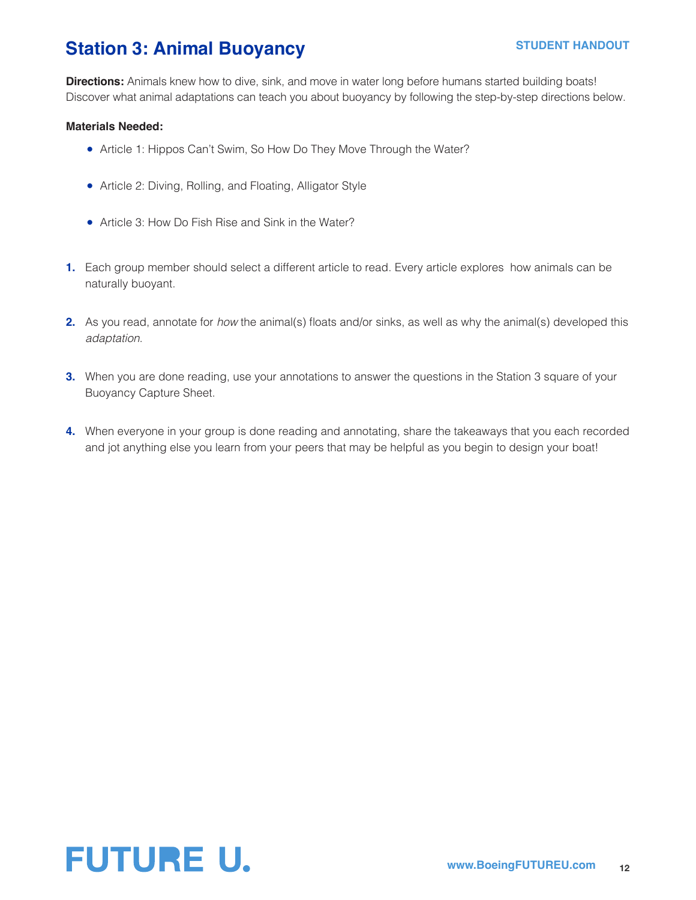# Station 3: Animal Buoyancy

**STUDENT HANDOUT**

**Directions:** Animals knew how to dive, sink, and move in water long before humans started building boats! Discover what animal adaptations can teach you about buoyancy by following the step-by-step directions below.

**Materials Needed:**

- Article 1: Hippos Can't Swim, So How Do They Move Through the Water?
- Article 2: Diving, Rolling, and Floating, Alligator Style
- Article 3: How Do Fish Rise and Sink in the Water?

1. Each group member should select a different article to read. Every article explores how animals can be naturally buoyant.
2. As you read, annotate for *how* the animal(s) floats and/or sinks, as well as why the animal(s) developed this *adaptation.*
3. When you are done reading, use your annotations to answer the questions in the Station 3 square of your Buoyancy Capture Sheet.
4. When everyone in your group is done reading and annotating, share the takeaways that you each recorded and jot anything else you learn from your peers that may be helpful as you begin to design your boat!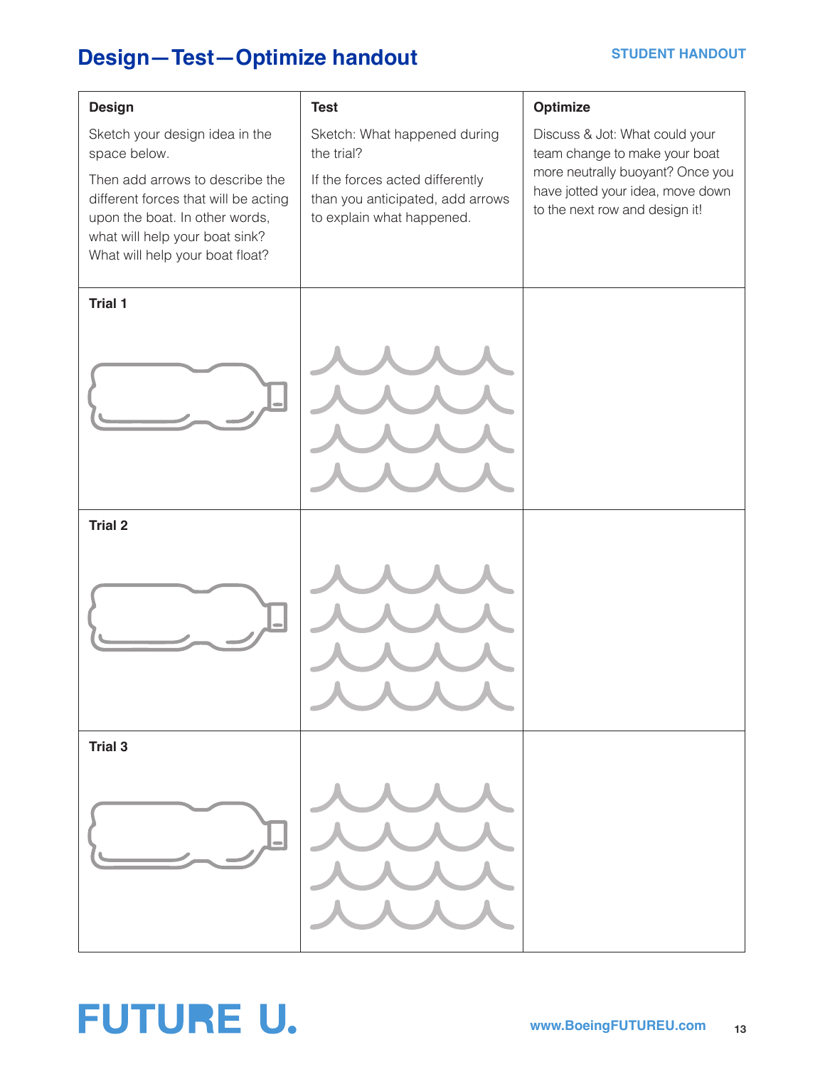# Design—Test—Optimize handout

STUDENT HANDOUT

| Design | Test | Optimize |
| --- | --- | --- |
| Sketch your design idea in the space below.<br><br>Then add arrows to describe the different forces that will be acting upon the boat. In other words, what will help your boat sink? What will help your boat float? | Sketch: What happened during the trial?<br><br>If the forces acted differently than you anticipated, add arrows to explain what happened. | Discuss & Jot: What could your team change to make your boat more neutrally buoyant? Once you have jotted your idea, move down to the next row and design it! |
| **Trial 1** | | |
| **Trial 2** | | |
| **Trial 3** | | |

FUTURE U.

www.BoeingFUTUREU.com